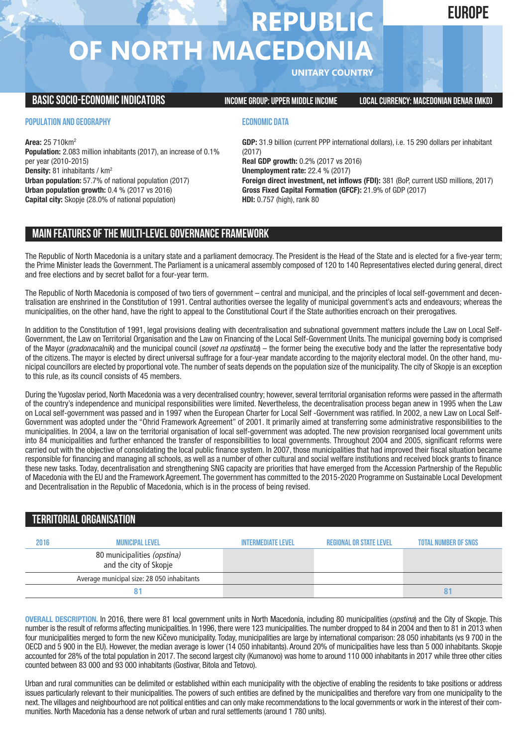# REPUBLIC OF NORTH MACEDONIA

EUROPE

UNITARY COUNTRY

## BASIC SOCIO-ECONOMIC INDICATORS

INCOME GROUP: UPPER MIDDLE INCOME

LOCAL CURRENCY: MACEDONIAN DENAR (MKD)

### POPULATION AND GEOGRAPHY

**Area:** 25 710km²
**Population:** 2.083 million inhabitants (2017), an increase of 0.1% per year (2010-2015)
**Density:** 81 inhabitants / km²
**Urban population:** 57.7% of national population (2017)
**Urban population growth:** 0.4 % (2017 vs 2016)
**Capital city:** Skopje (28.0% of national population)

### ECONOMIC DATA

**GDP:** 31.9 billion (current PPP international dollars), i.e. 15 290 dollars per inhabitant (2017)
**Real GDP growth:** 0.2% (2017 vs 2016)
**Unemployment rate:** 22.4 % (2017)
**Foreign direct investment, net inflows (FDI):** 381 (BoP, current USD millions, 2017)
**Gross Fixed Capital Formation (GFCF):** 21.9% of GDP (2017)
**HDI:** 0.757 (high), rank 80

## MAIN FEATURES OF THE MULTI-LEVEL GOVERNANCE FRAMEWORK

The Republic of North Macedonia is a unitary state and a parliament democracy. The President is the Head of the State and is elected for a five-year term; the Prime Minister leads the Government. The Parliament is a unicameral assembly composed of 120 to 140 Representatives elected during general, direct and free elections and by secret ballot for a four-year term.

The Republic of North Macedonia is composed of two tiers of government – central and municipal, and the principles of local self-government and decentralisation are enshrined in the Constitution of 1991. Central authorities oversee the legality of municipal government's acts and endeavours; whereas the municipalities, on the other hand, have the right to appeal to the Constitutional Court if the State authorities encroach on their prerogatives.

In addition to the Constitution of 1991, legal provisions dealing with decentralisation and subnational government matters include the Law on Local Self-Government, the Law on Territorial Organisation and the Law on Financing of the Local Self-Government Units. The municipal governing body is comprised of the Mayor (*gradonacalnik*) and the municipal council (*sovet na opstinata*) – the former being the executive body and the latter the representative body of the citizens. The mayor is elected by direct universal suffrage for a four-year mandate according to the majority electoral model. On the other hand, municipal councillors are elected by proportional vote. The number of seats depends on the population size of the municipality. The city of Skopje is an exception to this rule, as its council consists of 45 members.

During the Yugoslav period, North Macedonia was a very decentralised country; however, several territorial organisation reforms were passed in the aftermath of the country's independence and municipal responsibilities were limited. Nevertheless, the decentralisation process began anew in 1995 when the Law on Local self-government was passed and in 1997 when the European Charter for Local Self -Government was ratified. In 2002, a new Law on Local Self-Government was adopted under the "Ohrid Framework Agreement" of 2001. It primarily aimed at transferring some administrative responsibilities to the municipalities. In 2004, a law on the territorial organisation of local self-government was adopted. The new provision reorganised local government units into 84 municipalities and further enhanced the transfer of responsibilities to local governments. Throughout 2004 and 2005, significant reforms were carried out with the objective of consolidating the local public finance system. In 2007, those municipalities that had improved their fiscal situation became responsible for financing and managing all schools, as well as a number of other cultural and social welfare institutions and received block grants to finance these new tasks. Today, decentralisation and strengthening SNG capacity are priorities that have emerged from the Accession Partnership of the Republic of Macedonia with the EU and the Framework Agreement. The government has committed to the 2015-2020 Programme on Sustainable Local Development and Decentralisation in the Republic of Macedonia, which is in the process of being revised.

## TERRITORIAL ORGANISATION

| 2016 | MUNICIPAL LEVEL | INTERMEDIATE LEVEL | REGIONAL OR STATE LEVEL | TOTAL NUMBER OF SNGS |
|---|---|---|---|---|
| | 80 municipalities *(opstina)* and the city of Skopje | | | |
| | Average municipal size: 28 050 inhabitants | | | |
| | 81 | | | 81 |

**OVERALL DESCRIPTION.** In 2016, there were 81 local government units in North Macedonia, including 80 municipalities (*opstina*) and the City of Skopje. This number is the result of reforms affecting municipalities. In 1996, there were 123 municipalities. The number dropped to 84 in 2004 and then to 81 in 2013 when four municipalities merged to form the new Kičevo municipality. Today, municipalities are large by international comparison: 28 050 inhabitants (vs 9 700 in the OECD and 5 900 in the EU). However, the median average is lower (14 050 inhabitants). Around 20% of municipalities have less than 5 000 inhabitants. Skopje accounted for 28% of the total population in 2017. The second largest city (Kumanovo) was home to around 110 000 inhabitants in 2017 while three other cities counted between 83 000 and 93 000 inhabitants (Gostivar, Bitola and Tetovo).

Urban and rural communities can be delimited or established within each municipality with the objective of enabling the residents to take positions or address issues particularly relevant to their municipalities. The powers of such entities are defined by the municipalities and therefore vary from one municipality to the next. The villages and neighbourhood are not political entities and can only make recommendations to the local governments or work in the interest of their communities. North Macedonia has a dense network of urban and rural settlements (around 1 780 units).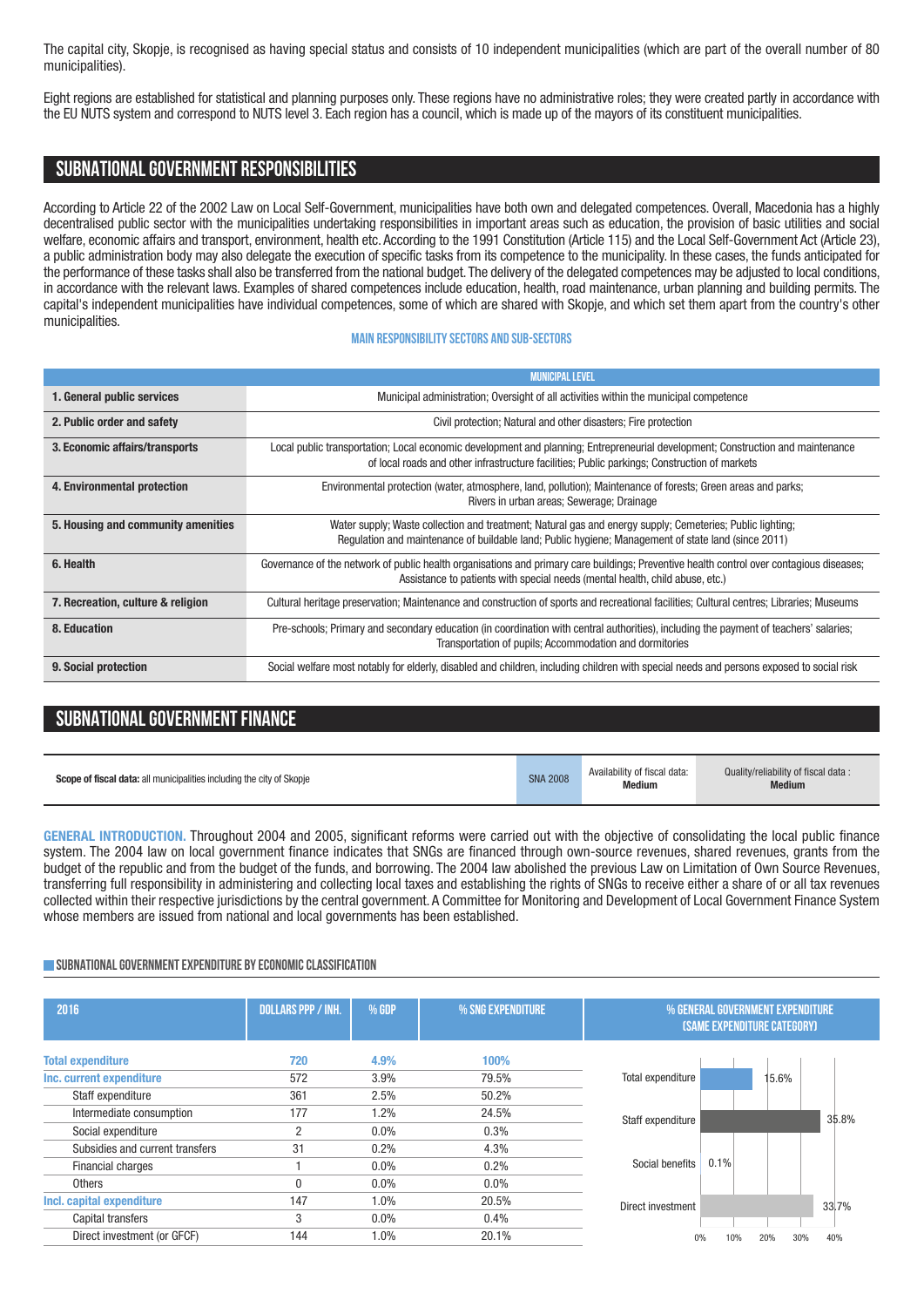The capital city, Skopje, is recognised as having special status and consists of 10 independent municipalities (which are part of the overall number of 80 municipalities).

Eight regions are established for statistical and planning purposes only. These regions have no administrative roles; they were created partly in accordance with the EU NUTS system and correspond to NUTS level 3. Each region has a council, which is made up of the mayors of its constituent municipalities.

## SUBNATIONAL GOVERNMENT RESPONSIBILITIES

According to Article 22 of the 2002 Law on Local Self-Government, municipalities have both own and delegated competences. Overall, Macedonia has a highly decentralised public sector with the municipalities undertaking responsibilities in important areas such as education, the provision of basic utilities and social welfare, economic affairs and transport, environment, health etc. According to the 1991 Constitution (Article 115) and the Local Self-Government Act (Article 23), a public administration body may also delegate the execution of specific tasks from its competence to the municipality. In these cases, the funds anticipated for the performance of these tasks shall also be transferred from the national budget. The delivery of the delegated competences may be adjusted to local conditions, in accordance with the relevant laws. Examples of shared competences include education, health, road maintenance, urban planning and building permits. The capital's independent municipalities have individual competences, some of which are shared with Skopje, and which set them apart from the country's other municipalities.

### MAIN RESPONSIBILITY SECTORS AND SUB-SECTORS

| | MUNICIPAL LEVEL |
|---|---|
| **1. General public services** | Municipal administration; Oversight of all activities within the municipal competence |
| **2. Public order and safety** | Civil protection; Natural and other disasters; Fire protection |
| **3. Economic affairs/transports** | Local public transportation; Local economic development and planning; Entrepreneurial development; Construction and maintenance of local roads and other infrastructure facilities; Public parkings; Construction of markets |
| **4. Environmental protection** | Environmental protection (water, atmosphere, land, pollution); Maintenance of forests; Green areas and parks; Rivers in urban areas; Sewerage; Drainage |
| **5. Housing and community amenities** | Water supply; Waste collection and treatment; Natural gas and energy supply; Cemeteries; Public lighting; Regulation and maintenance of buildable land; Public hygiene; Management of state land (since 2011) |
| **6. Health** | Governance of the network of public health organisations and primary care buildings; Preventive health control over contagious diseases; Assistance to patients with special needs (mental health, child abuse, etc.) |
| **7. Recreation, culture & religion** | Cultural heritage preservation; Maintenance and construction of sports and recreational facilities; Cultural centres; Libraries; Museums |
| **8. Education** | Pre-schools; Primary and secondary education (in coordination with central authorities), including the payment of teachers' salaries; Transportation of pupils; Accommodation and dormitories |
| **9. Social protection** | Social welfare most notably for elderly, disabled and children, including children with special needs and persons exposed to social risk |

## SUBNATIONAL GOVERNMENT FINANCE

| | | | |
|---|---|---|---|
| **Scope of fiscal data:** all municipalities including the city of Skopje | SNA 2008 | Availability of fiscal data: **Medium** | Quality/reliability of fiscal data : **Medium** |

**GENERAL INTRODUCTION.** Throughout 2004 and 2005, significant reforms were carried out with the objective of consolidating the local public finance system. The 2004 law on local government finance indicates that SNGs are financed through own-source revenues, shared revenues, grants from the budget of the republic and from the budget of the funds, and borrowing. The 2004 law abolished the previous Law on Limitation of Own Source Revenues, transferring full responsibility in administering and collecting local taxes and establishing the rights of SNGs to receive either a share of or all tax revenues collected within their respective jurisdictions by the central government. A Committee for Monitoring and Development of Local Government Finance System whose members are issued from national and local governments has been established.

### SUBNATIONAL GOVERNMENT EXPENDITURE BY ECONOMIC CLASSIFICATION

| 2016 | DOLLARS PPP / INH. | % GDP | % SNG EXPENDITURE |
|---|---|---|---|
| **Total expenditure** | **720** | **4.9%** | **100%** |
| **Inc. current expenditure** | 572 | 3.9% | 79.5% |
| Staff expenditure | 361 | 2.5% | 50.2% |
| Intermediate consumption | 177 | 1.2% | 24.5% |
| Social expenditure | 2 | 0.0% | 0.3% |
| Subsidies and current transfers | 31 | 0.2% | 4.3% |
| Financial charges | 1 | 0.0% | 0.2% |
| Others | 0 | 0.0% | 0.0% |
| **Incl. capital expenditure** | 147 | 1.0% | 20.5% |
| Capital transfers | 3 | 0.0% | 0.4% |
| Direct investment (or GFCF) | 144 | 1.0% | 20.1% |

% GENERAL GOVERNMENT EXPENDITURE (SAME EXPENDITURE CATEGORY)

Total expenditure 15.6%
Staff expenditure 35.8%
Social benefits 0.1%
Direct investment 33.7%

0% 10% 20% 30% 40%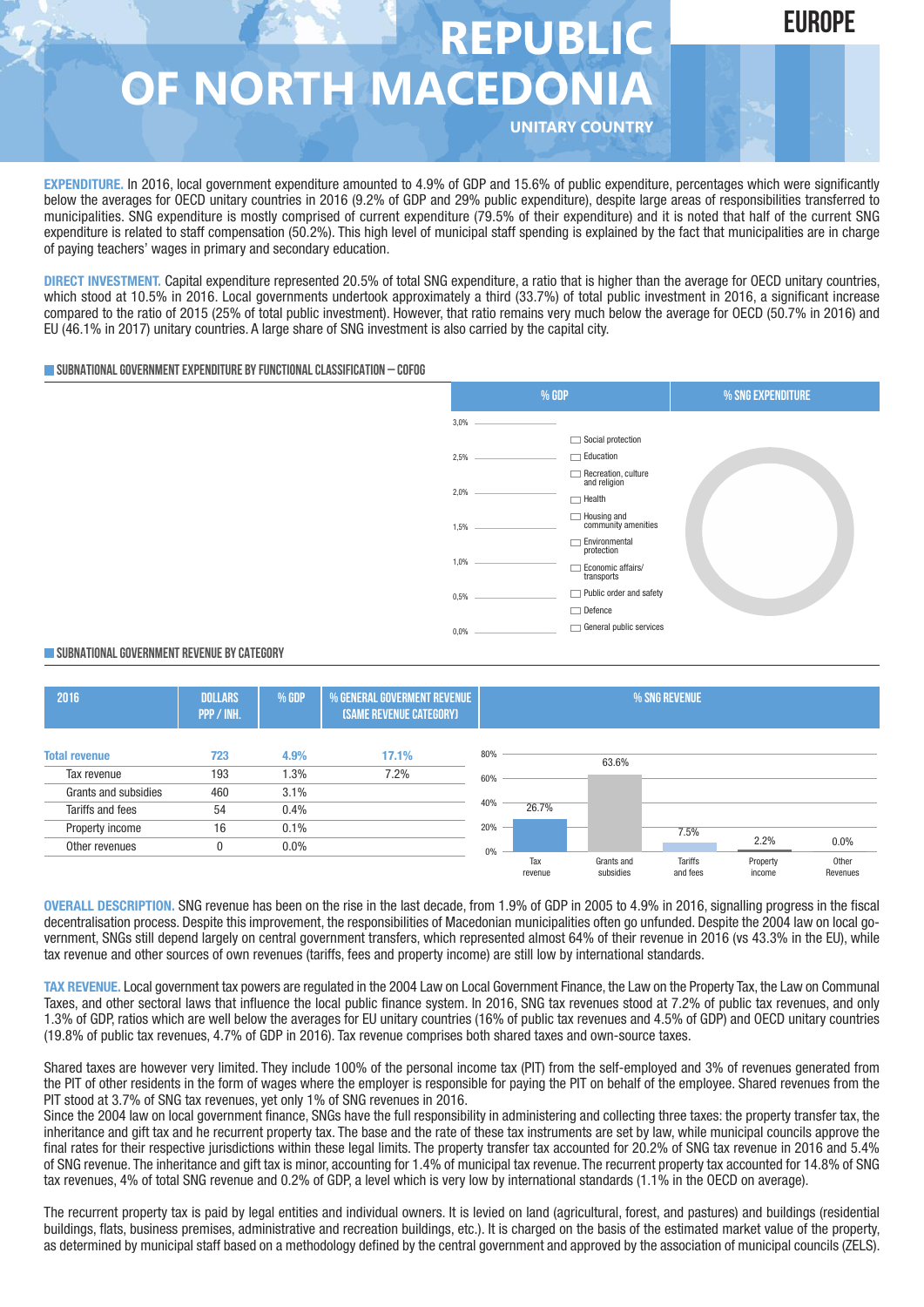# REPUBLIC OF NORTH MACEDONIA

UNITARY COUNTRY

EUROPE

**EXPENDITURE.** In 2016, local government expenditure amounted to 4.9% of GDP and 15.6% of public expenditure, percentages which were significantly below the averages for OECD unitary countries in 2016 (9.2% of GDP and 29% public expenditure), despite large areas of responsibilities transferred to municipalities. SNG expenditure is mostly comprised of current expenditure (79.5% of their expenditure) and it is noted that half of the current SNG expenditure is related to staff compensation (50.2%). This high level of municipal staff spending is explained by the fact that municipalities are in charge of paying teachers' wages in primary and secondary education.

**DIRECT INVESTMENT.** Capital expenditure represented 20.5% of total SNG expenditure, a ratio that is higher than the average for OECD unitary countries, which stood at 10.5% in 2016. Local governments undertook approximately a third (33.7%) of total public investment in 2016, a significant increase compared to the ratio of 2015 (25% of total public investment). However, that ratio remains very much below the average for OECD (50.7% in 2016) and EU (46.1% in 2017) unitary countries. A large share of SNG investment is also carried by the capital city.

## SUBNATIONAL GOVERNMENT EXPENDITURE BY FUNCTIONAL CLASSIFICATION – COFOG

% GDP

% SNG EXPENDITURE

3,0%
2,5%
2,0%
1,5%
1,0%
0,5%
0,0%

Social protection
Education
Recreation, culture and religion
Health
Housing and community amenities
Environmental protection
Economic affairs/ transports
Public order and safety
Defence
General public services

## SUBNATIONAL GOVERNMENT REVENUE BY CATEGORY

| 2016 | DOLLARS PPP / INH. | % GDP | % GENERAL GOVERMENT REVENUE (SAME REVENUE CATEGORY) |
|---|---|---|---|
| **Total revenue** | **723** | **4.9%** | **17.1%** |
| Tax revenue | 193 | 1.3% | 7.2% |
| Grants and subsidies | 460 | 3.1% | |
| Tariffs and fees | 54 | 0.4% | |
| Property income | 16 | 0.1% | |
| Other revenues | 0 | 0.0% | |

% SNG REVENUE

80%
60%
40%
20%
0%

26.7% Tax revenue
63.6% Grants and subsidies
7.5% Tariffs and fees
2.2% Property income
0.0% Other Revenues

**OVERALL DESCRIPTION.** SNG revenue has been on the rise in the last decade, from 1.9% of GDP in 2005 to 4.9% in 2016, signalling progress in the fiscal decentralisation process. Despite this improvement, the responsibilities of Macedonian municipalities often go unfunded. Despite the 2004 law on local government, SNGs still depend largely on central government transfers, which represented almost 64% of their revenue in 2016 (vs 43.3% in the EU), while tax revenue and other sources of own revenues (tariffs, fees and property income) are still low by international standards.

**TAX REVENUE.** Local government tax powers are regulated in the 2004 Law on Local Government Finance, the Law on the Property Tax, the Law on Communal Taxes, and other sectoral laws that influence the local public finance system. In 2016, SNG tax revenues stood at 7.2% of public tax revenues, and only 1.3% of GDP, ratios which are well below the averages for EU unitary countries (16% of public tax revenues and 4.5% of GDP) and OECD unitary countries (19.8% of public tax revenues, 4.7% of GDP in 2016). Tax revenue comprises both shared taxes and own-source taxes.

Shared taxes are however very limited. They include 100% of the personal income tax (PIT) from the self-employed and 3% of revenues generated from the PIT of other residents in the form of wages where the employer is responsible for paying the PIT on behalf of the employee. Shared revenues from the PIT stood at 3.7% of SNG tax revenues, yet only 1% of SNG revenues in 2016.

Since the 2004 law on local government finance, SNGs have the full responsibility in administering and collecting three taxes: the property transfer tax, the inheritance and gift tax and he recurrent property tax. The base and the rate of these tax instruments are set by law, while municipal councils approve the final rates for their respective jurisdictions within these legal limits. The property transfer tax accounted for 20.2% of SNG tax revenue in 2016 and 5.4% of SNG revenue. The inheritance and gift tax is minor, accounting for 1.4% of municipal tax revenue. The recurrent property tax accounted for 14.8% of SNG tax revenues, 4% of total SNG revenue and 0.2% of GDP, a level which is very low by international standards (1.1% in the OECD on average).

The recurrent property tax is paid by legal entities and individual owners. It is levied on land (agricultural, forest, and pastures) and buildings (residential buildings, flats, business premises, administrative and recreation buildings, etc.). It is charged on the basis of the estimated market value of the property, as determined by municipal staff based on a methodology defined by the central government and approved by the association of municipal councils (ZELS).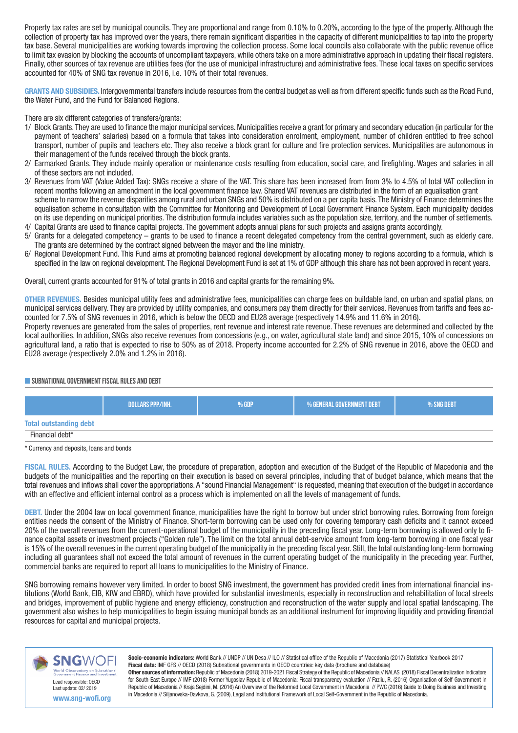Property tax rates are set by municipal councils. They are proportional and range from 0.10% to 0.20%, according to the type of the property. Although the collection of property tax has improved over the years, there remain significant disparities in the capacity of different municipalities to tap into the property tax base. Several municipalities are working towards improving the collection process. Some local councils also collaborate with the public revenue office to limit tax evasion by blocking the accounts of uncompliant taxpayers, while others take on a more administrative approach in updating their fiscal registers. Finally, other sources of tax revenue are utilities fees (for the use of municipal infrastructure) and administrative fees. These local taxes on specific services accounted for 40% of SNG tax revenue in 2016, i.e. 10% of their total revenues.

**GRANTS AND SUBSIDIES.** Intergovernmental transfers include resources from the central budget as well as from different specific funds such as the Road Fund, the Water Fund, and the Fund for Balanced Regions.

There are six different categories of transfers/grants:

1/ Block Grants. They are used to finance the major municipal services. Municipalities receive a grant for primary and secondary education (in particular for the payment of teachers' salaries) based on a formula that takes into consideration enrolment, employment, number of children entitled to free school transport, number of pupils and teachers etc. They also receive a block grant for culture and fire protection services. Municipalities are autonomous in their management of the funds received through the block grants.

2/ Earmarked Grants. They include mainly operation or maintenance costs resulting from education, social care, and firefighting. Wages and salaries in all of these sectors are not included.

3/ Revenues from VAT (Value Added Tax): SNGs receive a share of the VAT. This share has been increased from from 3% to 4.5% of total VAT collection in recent months following an amendment in the local government finance law. Shared VAT revenues are distributed in the form of an equalisation grant scheme to narrow the revenue disparities among rural and urban SNGs and 50% is distributed on a per capita basis. The Ministry of Finance determines the equalisation scheme in consultation with the Committee for Monitoring and Development of Local Government Finance System. Each municipality decides on its use depending on municipal priorities. The distribution formula includes variables such as the population size, territory, and the number of settlements.

4/ Capital Grants are used to finance capital projects. The government adopts annual plans for such projects and assigns grants accordingly.

5/ Grants for a delegated competency – grants to be used to finance a recent delegated competency from the central government, such as elderly care. The grants are determined by the contract signed between the mayor and the line ministry.

6/ Regional Development Fund. This Fund aims at promoting balanced regional development by allocating money to regions according to a formula, which is specified in the law on regional development. The Regional Development Fund is set at 1% of GDP although this share has not been approved in recent years.

Overall, current grants accounted for 91% of total grants in 2016 and capital grants for the remaining 9%.

**OTHER REVENUES.** Besides municipal utility fees and administrative fees, municipalities can charge fees on buildable land, on urban and spatial plans, on municipal services delivery. They are provided by utility companies, and consumers pay them directly for their services. Revenues from tariffs and fees accounted for 7.5% of SNG revenues in 2016, which is below the OECD and EU28 average (respectively 14.9% and 11.6% in 2016).
Property revenues are generated from the sales of properties, rent revenue and interest rate revenue. These revenues are determined and collected by the local authorities. In addition, SNGs also receive revenues from concessions (e.g., on water, agricultural state land) and since 2015, 10% of concessions on agricultural land, a ratio that is expected to rise to 50% as of 2018. Property income accounted for 2.2% of SNG revenue in 2016, above the OECD and EU28 average (respectively 2.0% and 1.2% in 2016).

## SUBNATIONAL GOVERNMENT FISCAL RULES AND DEBT

| | DOLLARS PPP/INH. | % GDP | % GENERAL GOVERNMENT DEBT | % SNG DEBT |
|---|---|---|---|---|
| **Total outstanding debt** | | | | |
| Financial debt* | | | | |

\* Currency and deposits, loans and bonds

**FISCAL RULES.** According to the Budget Law, the procedure of preparation, adoption and execution of the Budget of the Republic of Macedonia and the budgets of the municipalities and the reporting on their execution is based on several principles, including that of budget balance, which means that the total revenues and inflows shall cover the appropriations. A "sound Financial Management" is requested, meaning that execution of the budget in accordance with an effective and efficient internal control as a process which is implemented on all the levels of management of funds.

**DEBT.** Under the 2004 law on local government finance, municipalities have the right to borrow but under strict borrowing rules. Borrowing from foreign entities needs the consent of the Ministry of Finance. Short-term borrowing can be used only for covering temporary cash deficits and it cannot exceed 20% of the overall revenues from the current-operational budget of the municipality in the preceding fiscal year. Long-term borrowing is allowed only to finance capital assets or investment projects ("Golden rule"). The limit on the total annual debt-service amount from long-term borrowing in one fiscal year is 15% of the overall revenues in the current operating budget of the municipality in the preceding fiscal year. Still, the total outstanding long-term borrowing including all guarantees shall not exceed the total amount of revenues in the current operating budget of the municipality in the preceding year. Further, commercial banks are required to report all loans to municipalities to the Ministry of Finance.

SNG borrowing remains however very limited. In order to boost SNG investment, the government has provided credit lines from international financial institutions (World Bank, EIB, KfW and EBRD), which have provided for substantial investments, especially in reconstruction and rehabilitation of local streets and bridges, improvement of public hygiene and energy efficiency, construction and reconstruction of the water supply and local spatial landscaping. The government also wishes to help municipalities to begin issuing municipal bonds as an additional instrument for improving liquidity and providing financial resources for capital and municipal projects.

SNGWOFI
World Observatory on Subnational Government Finance and Investment
Lead responsible: OECD
Last update: 02/ 2019
www.sng-wofi.org

**Socio-economic indicators:** World Bank // UNDP // UN Desa // ILO // Statistical office of the Republic of Macedonia (2017) Statistical Yearbook 2017
**Fiscal data:** IMF GFS // OECD (2018) Subnational governments in OECD countries: key data (brochure and database)
**Other sources of information:** Republic of Macedonia (2018) 2019-2021 Fiscal Strategy of the Republic of Macedonia // NALAS (2018) Fiscal Decentralization Indicators for South-East Europe // IMF (2018) Former Yugoslav Republic of Macedonia: Fiscal transparency evaluation // Fazliu, R. (2016) Organisation of Self-Government in Republic of Macedonia // Kraja Sejdini, M. (2016) An Overview of the Reformed Local Government in Macedonia // PWC (2016) Guide to Doing Business and Investing in Macedonia // Siljanovska-Davkova, G. (2009), Legal and Institutional Framework of Local Self-Government in the Republic of Macedonia.